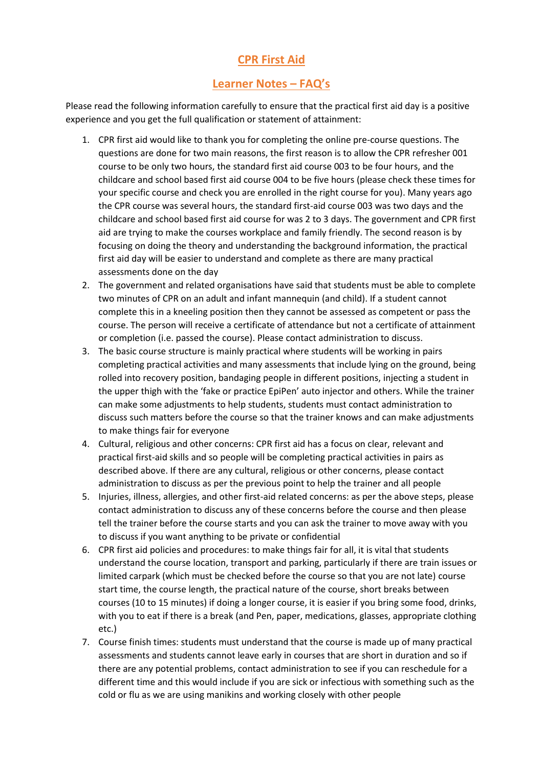# CPR First Aid

## Learner Notes – FAQ's

Please read the following information carefully to ensure that the practical first aid day is a positive experience and you get the full qualification or statement of attainment:

1. CPR first aid would like to thank you for completing the online pre-course questions. The questions are done for two main reasons, the first reason is to allow the CPR refresher 001 course to be only two hours, the standard first aid course 003 to be four hours, and the childcare and school based first aid course 004 to be five hours (please check these times for your specific course and check you are enrolled in the right course for you). Many years ago the CPR course was several hours, the standard first-aid course 003 was two days and the childcare and school based first aid course for was 2 to 3 days. The government and CPR first aid are trying to make the courses workplace and family friendly. The second reason is by focusing on doing the theory and understanding the background information, the practical first aid day will be easier to understand and complete as there are many practical assessments done on the day
2. The government and related organisations have said that students must be able to complete two minutes of CPR on an adult and infant mannequin (and child). If a student cannot complete this in a kneeling position then they cannot be assessed as competent or pass the course. The person will receive a certificate of attendance but not a certificate of attainment or completion (i.e. passed the course). Please contact administration to discuss.
3. The basic course structure is mainly practical where students will be working in pairs completing practical activities and many assessments that include lying on the ground, being rolled into recovery position, bandaging people in different positions, injecting a student in the upper thigh with the 'fake or practice EpiPen' auto injector and others. While the trainer can make some adjustments to help students, students must contact administration to discuss such matters before the course so that the trainer knows and can make adjustments to make things fair for everyone
4. Cultural, religious and other concerns: CPR first aid has a focus on clear, relevant and practical first-aid skills and so people will be completing practical activities in pairs as described above. If there are any cultural, religious or other concerns, please contact administration to discuss as per the previous point to help the trainer and all people
5. Injuries, illness, allergies, and other first-aid related concerns: as per the above steps, please contact administration to discuss any of these concerns before the course and then please tell the trainer before the course starts and you can ask the trainer to move away with you to discuss if you want anything to be private or confidential
6. CPR first aid policies and procedures: to make things fair for all, it is vital that students understand the course location, transport and parking, particularly if there are train issues or limited carpark (which must be checked before the course so that you are not late) course start time, the course length, the practical nature of the course, short breaks between courses (10 to 15 minutes) if doing a longer course, it is easier if you bring some food, drinks, with you to eat if there is a break (and Pen, paper, medications, glasses, appropriate clothing etc.)
7. Course finish times: students must understand that the course is made up of many practical assessments and students cannot leave early in courses that are short in duration and so if there are any potential problems, contact administration to see if you can reschedule for a different time and this would include if you are sick or infectious with something such as the cold or flu as we are using manikins and working closely with other people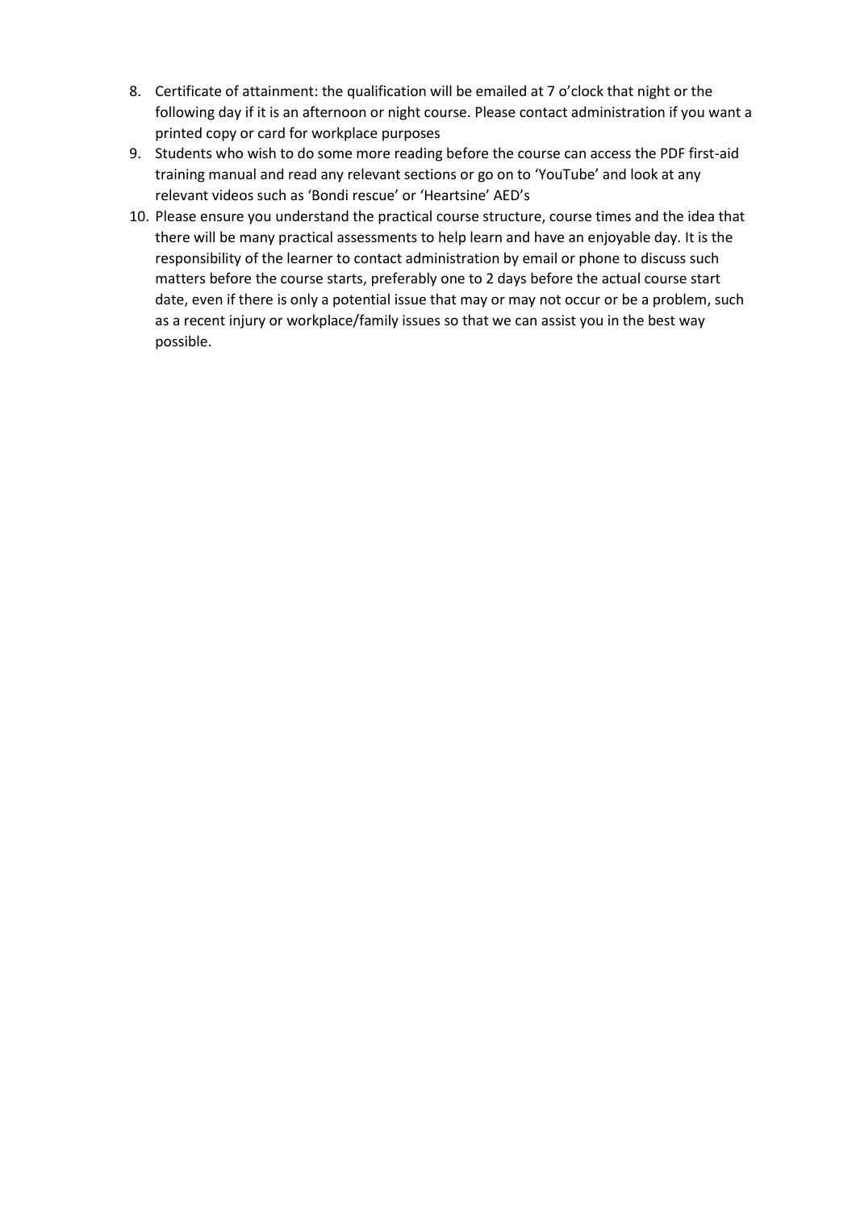8. Certificate of attainment: the qualification will be emailed at 7 o'clock that night or the following day if it is an afternoon or night course. Please contact administration if you want a printed copy or card for workplace purposes
9. Students who wish to do some more reading before the course can access the PDF first-aid training manual and read any relevant sections or go on to 'YouTube' and look at any relevant videos such as 'Bondi rescue' or 'Heartsine' AED's
10. Please ensure you understand the practical course structure, course times and the idea that there will be many practical assessments to help learn and have an enjoyable day. It is the responsibility of the learner to contact administration by email or phone to discuss such matters before the course starts, preferably one to 2 days before the actual course start date, even if there is only a potential issue that may or may not occur or be a problem, such as a recent injury or workplace/family issues so that we can assist you in the best way possible.